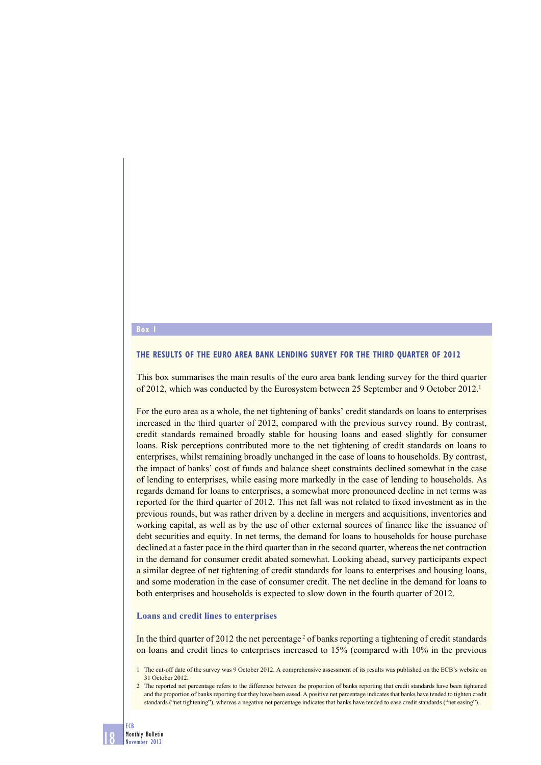Box 1

## THE RESULTS OF THE EURO AREA BANK LENDING SURVEY FOR THE THIRD QUARTER OF 2012

This box summarises the main results of the euro area bank lending survey for the third quarter of 2012, which was conducted by the Eurosystem between 25 September and 9 October 2012.[1]

For the euro area as a whole, the net tightening of banks' credit standards on loans to enterprises increased in the third quarter of 2012, compared with the previous survey round. By contrast, credit standards remained broadly stable for housing loans and eased slightly for consumer loans. Risk perceptions contributed more to the net tightening of credit standards on loans to enterprises, whilst remaining broadly unchanged in the case of loans to households. By contrast, the impact of banks' cost of funds and balance sheet constraints declined somewhat in the case of lending to enterprises, while easing more markedly in the case of lending to households. As regards demand for loans to enterprises, a somewhat more pronounced decline in net terms was reported for the third quarter of 2012. This net fall was not related to fixed investment as in the previous rounds, but was rather driven by a decline in mergers and acquisitions, inventories and working capital, as well as by the use of other external sources of finance like the issuance of debt securities and equity. In net terms, the demand for loans to households for house purchase declined at a faster pace in the third quarter than in the second quarter, whereas the net contraction in the demand for consumer credit abated somewhat. Looking ahead, survey participants expect a similar degree of net tightening of credit standards for loans to enterprises and housing loans, and some moderation in the case of consumer credit. The net decline in the demand for loans to both enterprises and households is expected to slow down in the fourth quarter of 2012.

### Loans and credit lines to enterprises

In the third quarter of 2012 the net percentage[2] of banks reporting a tightening of credit standards on loans and credit lines to enterprises increased to 15% (compared with 10% in the previous

1 The cut-off date of the survey was 9 October 2012. A comprehensive assessment of its results was published on the ECB's website on 31 October 2012.

2 The reported net percentage refers to the difference between the proportion of banks reporting that credit standards have been tightened and the proportion of banks reporting that they have been eased. A positive net percentage indicates that banks have tended to tighten credit standards ("net tightening"), whereas a negative net percentage indicates that banks have tended to ease credit standards ("net easing").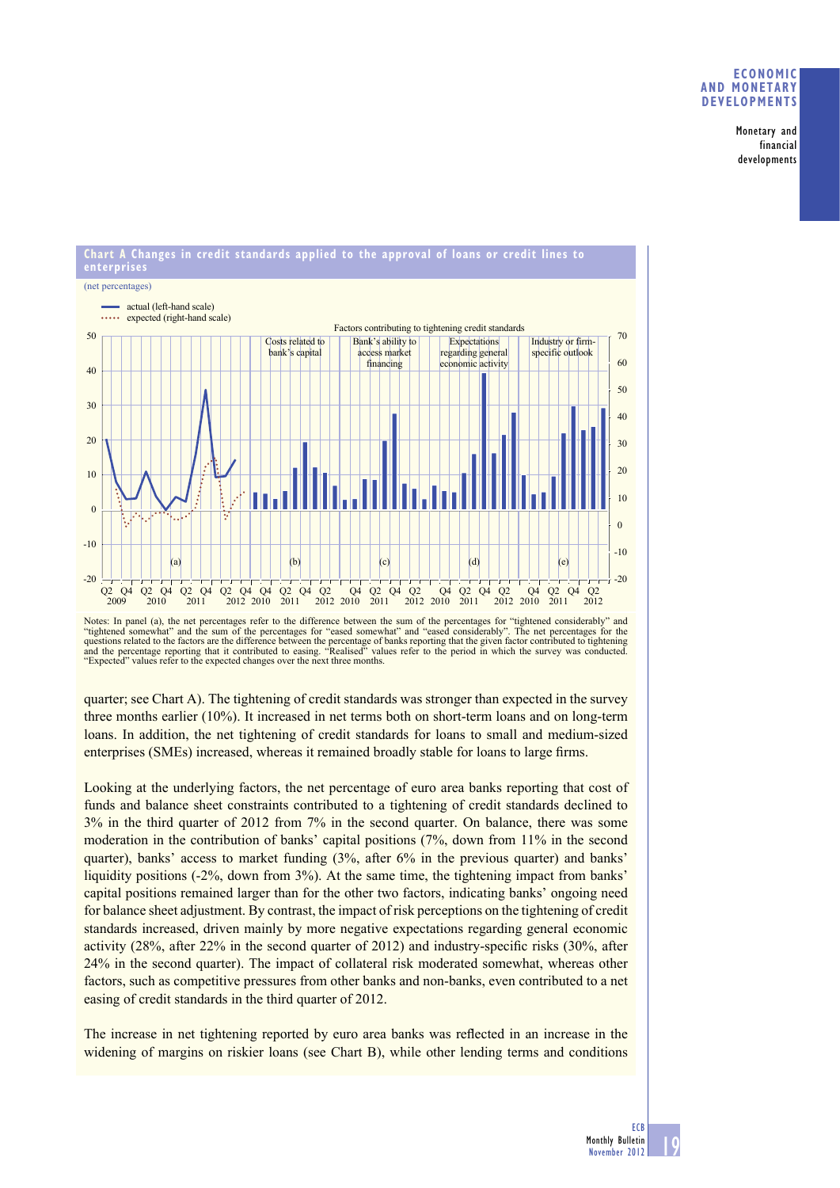**Chart A Changes in credit standards applied to the approval of loans or credit lines to enterprises**

(net percentages)

- actual (left-hand scale)
- expected (right-hand scale)

Factors contributing to tightening credit standards

Costs related to bank's capital | Bank's ability to access market financing | Expectations regarding general economic activity | Industry or firm-specific outlook

(a) (b) (c) (d) (e)

Notes: In panel (a), the net percentages refer to the difference between the sum of the percentages for "tightened considerably" and "tightened somewhat" and the sum of the percentages for "eased somewhat" and "eased considerably". The net percentages for the questions related to the factors are the difference between the percentage of banks reporting that the given factor contributed to tightening and the percentage reporting that it contributed to easing. "Realised" values refer to the period in which the survey was conducted. "Expected" values refer to the expected changes over the next three months.

quarter; see Chart A). The tightening of credit standards was stronger than expected in the survey three months earlier (10%). It increased in net terms both on short-term loans and on long-term loans. In addition, the net tightening of credit standards for loans to small and medium-sized enterprises (SMEs) increased, whereas it remained broadly stable for loans to large firms.

Looking at the underlying factors, the net percentage of euro area banks reporting that cost of funds and balance sheet constraints contributed to a tightening of credit standards declined to 3% in the third quarter of 2012 from 7% in the second quarter. On balance, there was some moderation in the contribution of banks' capital positions (7%, down from 11% in the second quarter), banks' access to market funding (3%, after 6% in the previous quarter) and banks' liquidity positions (-2%, down from 3%). At the same time, the tightening impact from banks' capital positions remained larger than for the other two factors, indicating banks' ongoing need for balance sheet adjustment. By contrast, the impact of risk perceptions on the tightening of credit standards increased, driven mainly by more negative expectations regarding general economic activity (28%, after 22% in the second quarter of 2012) and industry-specific risks (30%, after 24% in the second quarter). The impact of collateral risk moderated somewhat, whereas other factors, such as competitive pressures from other banks and non-banks, even contributed to a net easing of credit standards in the third quarter of 2012.

The increase in net tightening reported by euro area banks was reflected in an increase in the widening of margins on riskier loans (see Chart B), while other lending terms and conditions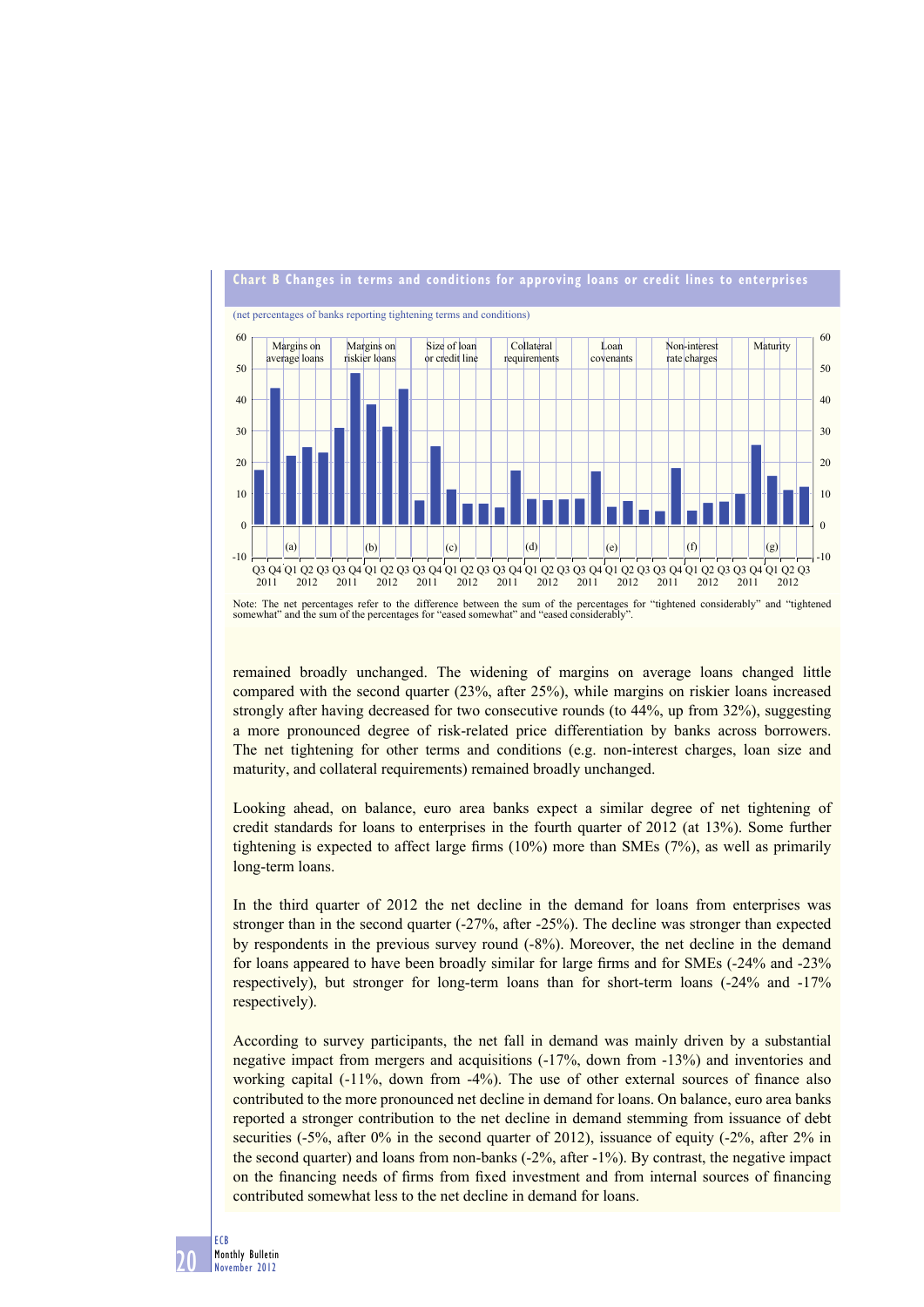**Chart B Changes in terms and conditions for approving loans or credit lines to enterprises**

(net percentages of banks reporting tightening terms and conditions)

Note: The net percentages refer to the difference between the sum of the percentages for "tightened considerably" and "tightened somewhat" and the sum of the percentages for "eased somewhat" and "eased considerably".

remained broadly unchanged. The widening of margins on average loans changed little compared with the second quarter (23%, after 25%), while margins on riskier loans increased strongly after having decreased for two consecutive rounds (to 44%, up from 32%), suggesting a more pronounced degree of risk-related price differentiation by banks across borrowers. The net tightening for other terms and conditions (e.g. non-interest charges, loan size and maturity, and collateral requirements) remained broadly unchanged.

Looking ahead, on balance, euro area banks expect a similar degree of net tightening of credit standards for loans to enterprises in the fourth quarter of 2012 (at 13%). Some further tightening is expected to affect large firms (10%) more than SMEs (7%), as well as primarily long-term loans.

In the third quarter of 2012 the net decline in the demand for loans from enterprises was stronger than in the second quarter (-27%, after -25%). The decline was stronger than expected by respondents in the previous survey round (-8%). Moreover, the net decline in the demand for loans appeared to have been broadly similar for large firms and for SMEs (-24% and -23% respectively), but stronger for long-term loans than for short-term loans (-24% and -17% respectively).

According to survey participants, the net fall in demand was mainly driven by a substantial negative impact from mergers and acquisitions (-17%, down from -13%) and inventories and working capital (-11%, down from -4%). The use of other external sources of finance also contributed to the more pronounced net decline in demand for loans. On balance, euro area banks reported a stronger contribution to the net decline in demand stemming from issuance of debt securities (-5%, after 0% in the second quarter of 2012), issuance of equity (-2%, after 2% in the second quarter) and loans from non-banks (-2%, after -1%). By contrast, the negative impact on the financing needs of firms from fixed investment and from internal sources of financing contributed somewhat less to the net decline in demand for loans.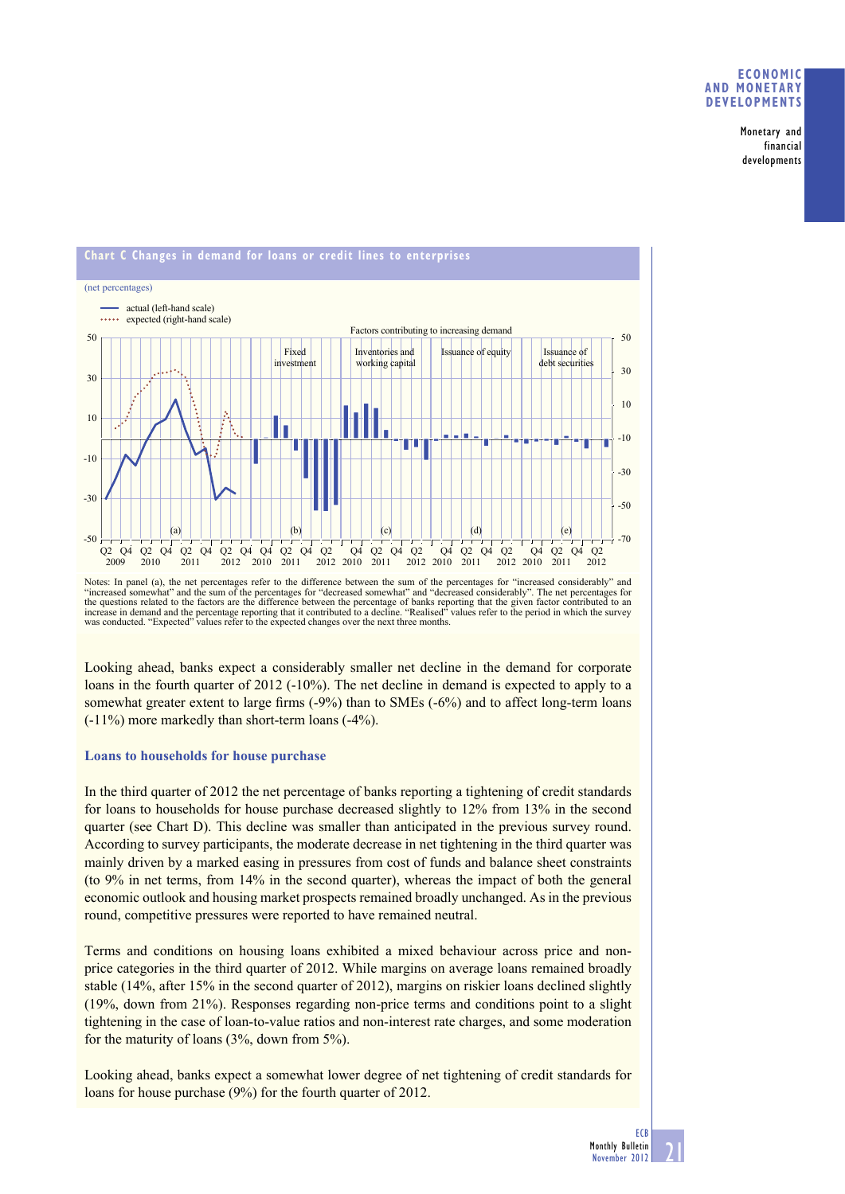**Chart C Changes in demand for loans or credit lines to enterprises**

(net percentages)

Notes: In panel (a), the net percentages refer to the difference between the sum of the percentages for "increased considerably" and "increased somewhat" and the sum of the percentages for "decreased somewhat" and "decreased considerably". The net percentages for the questions related to the factors are the difference between the percentage of banks reporting that the given factor contributed to an increase in demand and the percentage reporting that it contributed to a decline. "Realised" values refer to the period in which the survey was conducted. "Expected" values refer to the expected changes over the next three months.

Looking ahead, banks expect a considerably smaller net decline in the demand for corporate loans in the fourth quarter of 2012 (-10%). The net decline in demand is expected to apply to a somewhat greater extent to large firms (-9%) than to SMEs (-6%) and to affect long-term loans (-11%) more markedly than short-term loans (-4%).

### Loans to households for house purchase

In the third quarter of 2012 the net percentage of banks reporting a tightening of credit standards for loans to households for house purchase decreased slightly to 12% from 13% in the second quarter (see Chart D). This decline was smaller than anticipated in the previous survey round. According to survey participants, the moderate decrease in net tightening in the third quarter was mainly driven by a marked easing in pressures from cost of funds and balance sheet constraints (to 9% in net terms, from 14% in the second quarter), whereas the impact of both the general economic outlook and housing market prospects remained broadly unchanged. As in the previous round, competitive pressures were reported to have remained neutral.

Terms and conditions on housing loans exhibited a mixed behaviour across price and non-price categories in the third quarter of 2012. While margins on average loans remained broadly stable (14%, after 15% in the second quarter of 2012), margins on riskier loans declined slightly (19%, down from 21%). Responses regarding non-price terms and conditions point to a slight tightening in the case of loan-to-value ratios and non-interest rate charges, and some moderation for the maturity of loans (3%, down from 5%).

Looking ahead, banks expect a somewhat lower degree of net tightening of credit standards for loans for house purchase (9%) for the fourth quarter of 2012.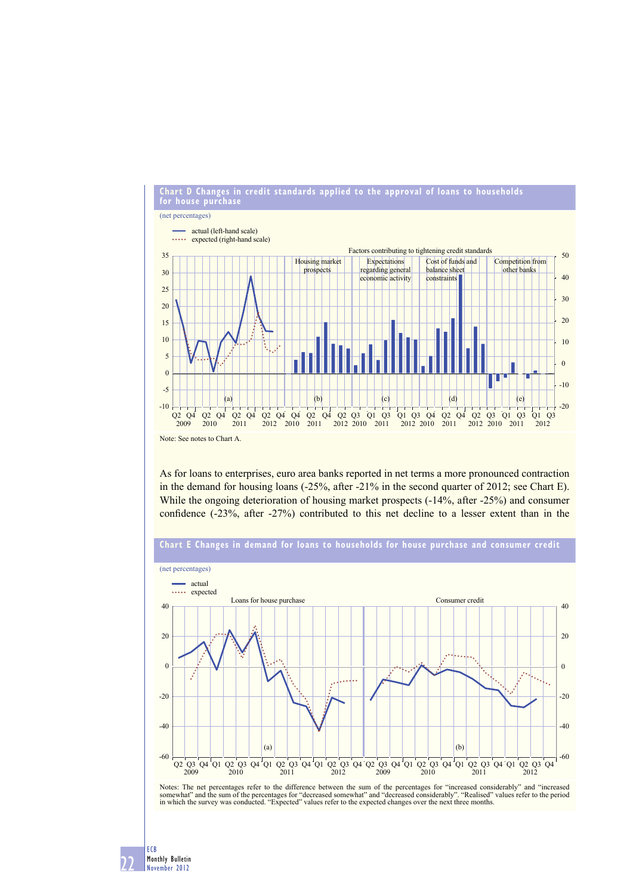### Chart D Changes in credit standards applied to the approval of loans to households for house purchase

(net percentages)

- actual (left-hand scale)
- expected (right-hand scale)

Factors contributing to tightening credit standards: (a); (b) Housing market prospects; (c) Expectations regarding general economic activity; (d) Cost of funds and balance sheet constraints; (e) Competition from other banks

Note: See notes to Chart A.

As for loans to enterprises, euro area banks reported in net terms a more pronounced contraction in the demand for housing loans (-25%, after -21% in the second quarter of 2012; see Chart E). While the ongoing deterioration of housing market prospects (-14%, after -25%) and consumer confidence (-23%, after -27%) contributed to this net decline to a lesser extent than in the

### Chart E Changes in demand for loans to households for house purchase and consumer credit

(net percentages)

- actual
- expected

(a) Loans for house purchase; (b) Consumer credit

Notes: The net percentages refer to the difference between the sum of the percentages for "increased considerably" and "increased somewhat" and the sum of the percentages for "decreased somewhat" and "decreased considerably". "Realised" values refer to the period in which the survey was conducted. "Expected" values refer to the expected changes over the next three months.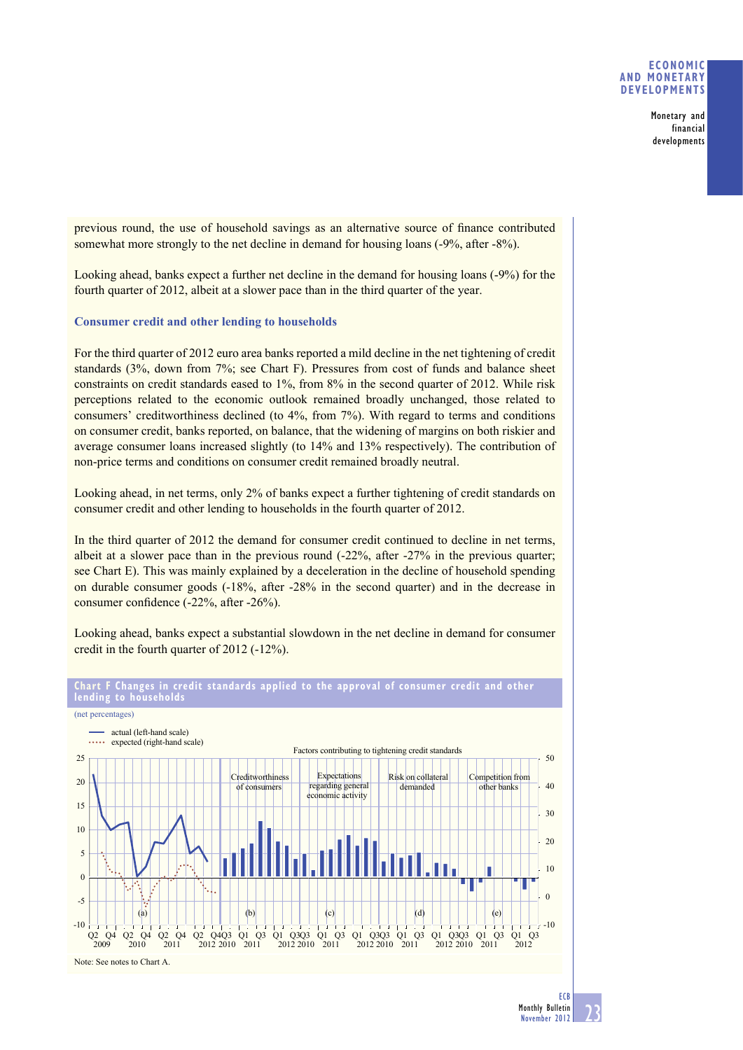previous round, the use of household savings as an alternative source of finance contributed somewhat more strongly to the net decline in demand for housing loans (-9%, after -8%).

Looking ahead, banks expect a further net decline in the demand for housing loans (-9%) for the fourth quarter of 2012, albeit at a slower pace than in the third quarter of the year.

### Consumer credit and other lending to households

For the third quarter of 2012 euro area banks reported a mild decline in the net tightening of credit standards (3%, down from 7%; see Chart F). Pressures from cost of funds and balance sheet constraints on credit standards eased to 1%, from 8% in the second quarter of 2012. While risk perceptions related to the economic outlook remained broadly unchanged, those related to consumers' creditworthiness declined (to 4%, from 7%). With regard to terms and conditions on consumer credit, banks reported, on balance, that the widening of margins on both riskier and average consumer loans increased slightly (to 14% and 13% respectively). The contribution of non-price terms and conditions on consumer credit remained broadly neutral.

Looking ahead, in net terms, only 2% of banks expect a further tightening of credit standards on consumer credit and other lending to households in the fourth quarter of 2012.

In the third quarter of 2012 the demand for consumer credit continued to decline in net terms, albeit at a slower pace than in the previous round (-22%, after -27% in the previous quarter; see Chart E). This was mainly explained by a deceleration in the decline of household spending on durable consumer goods (-18%, after -28% in the second quarter) and in the decrease in consumer confidence (-22%, after -26%).

Looking ahead, banks expect a substantial slowdown in the net decline in demand for consumer credit in the fourth quarter of 2012 (-12%).

**Chart F Changes in credit standards applied to the approval of consumer credit and other lending to households**

(net percentages)

Note: See notes to Chart A.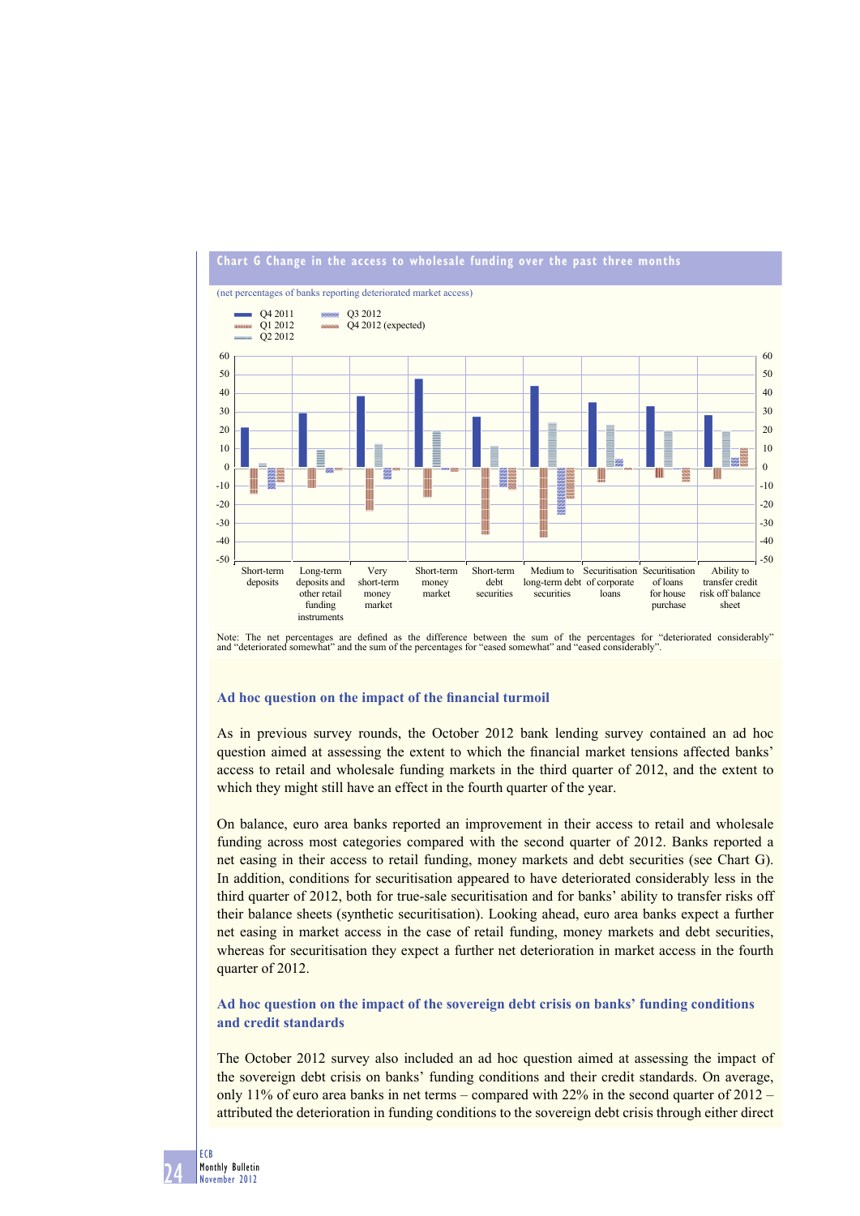**Chart G Change in the access to wholesale funding over the past three months**

(net percentages of banks reporting deteriorated market access)

Note: The net percentages are defined as the difference between the sum of the percentages for "deteriorated considerably" and "deteriorated somewhat" and the sum of the percentages for "eased somewhat" and "eased considerably".

### Ad hoc question on the impact of the financial turmoil

As in previous survey rounds, the October 2012 bank lending survey contained an ad hoc question aimed at assessing the extent to which the financial market tensions affected banks' access to retail and wholesale funding markets in the third quarter of 2012, and the extent to which they might still have an effect in the fourth quarter of the year.

On balance, euro area banks reported an improvement in their access to retail and wholesale funding across most categories compared with the second quarter of 2012. Banks reported a net easing in their access to retail funding, money markets and debt securities (see Chart G). In addition, conditions for securitisation appeared to have deteriorated considerably less in the third quarter of 2012, both for true-sale securitisation and for banks' ability to transfer risks off their balance sheets (synthetic securitisation). Looking ahead, euro area banks expect a further net easing in market access in the case of retail funding, money markets and debt securities, whereas for securitisation they expect a further net deterioration in market access in the fourth quarter of 2012.

### Ad hoc question on the impact of the sovereign debt crisis on banks' funding conditions and credit standards

The October 2012 survey also included an ad hoc question aimed at assessing the impact of the sovereign debt crisis on banks' funding conditions and their credit standards. On average, only 11% of euro area banks in net terms – compared with 22% in the second quarter of 2012 – attributed the deterioration in funding conditions to the sovereign debt crisis through either direct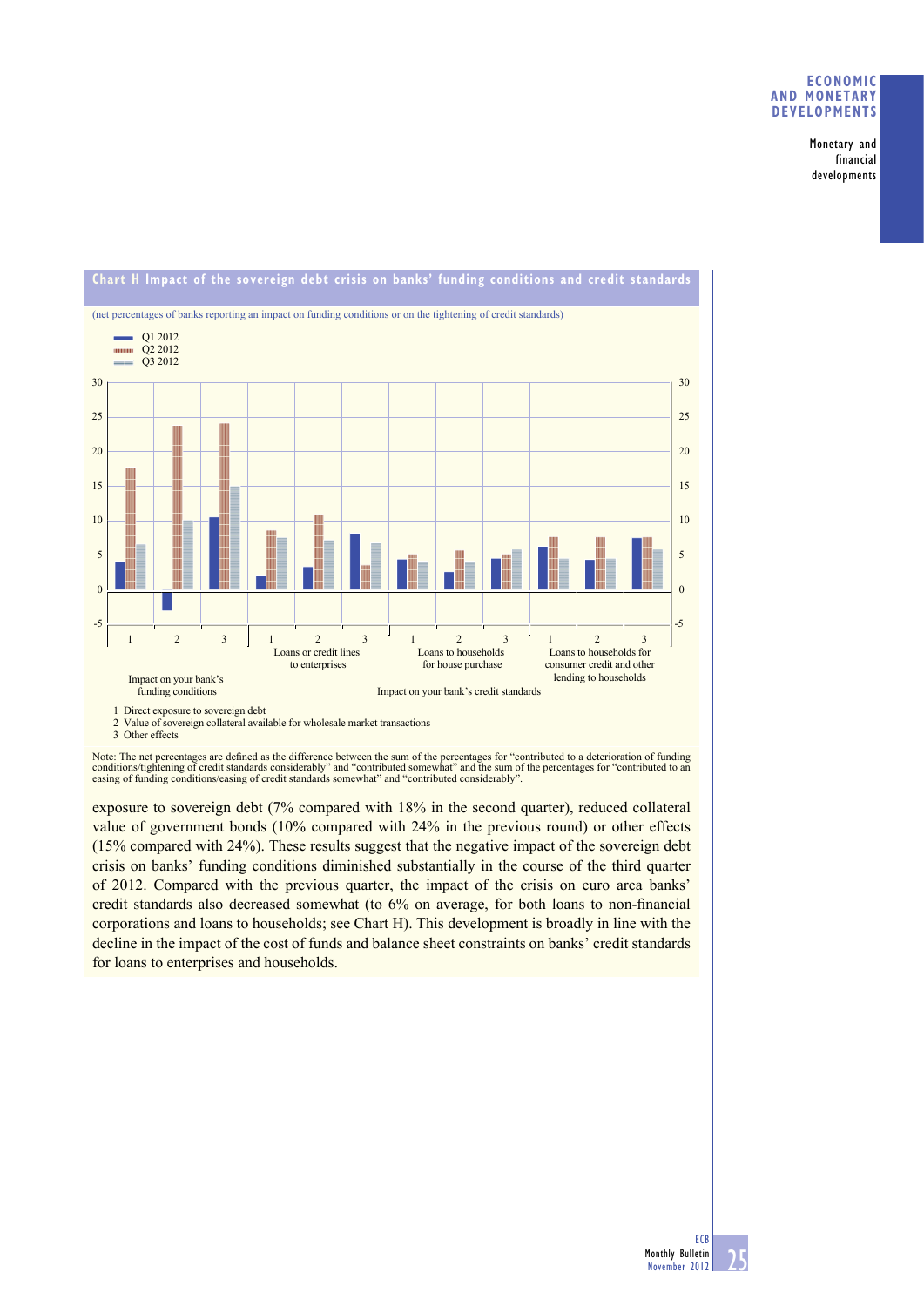**Chart H Impact of the sovereign debt crisis on banks' funding conditions and credit standards**

(net percentages of banks reporting an impact on funding conditions or on the tightening of credit standards)

Q1 2012
Q2 2012
Q3 2012

30
25
20
15
10
5
0
-5

1 2 3
Impact on your bank's funding conditions

1 2 3
Loans or credit lines to enterprises

1 2 3
Loans to households for house purchase

1 2 3
Loans to households for consumer credit and other lending to households

Impact on your bank's credit standards

1 Direct exposure to sovereign debt
2 Value of sovereign collateral available for wholesale market transactions
3 Other effects

Note: The net percentages are defined as the difference between the sum of the percentages for "contributed to a deterioration of funding conditions/tightening of credit standards considerably" and "contributed somewhat" and the sum of the percentages for "contributed to an easing of funding conditions/easing of credit standards somewhat" and "contributed considerably".

exposure to sovereign debt (7% compared with 18% in the second quarter), reduced collateral value of government bonds (10% compared with 24% in the previous round) or other effects (15% compared with 24%). These results suggest that the negative impact of the sovereign debt crisis on banks' funding conditions diminished substantially in the course of the third quarter of 2012. Compared with the previous quarter, the impact of the crisis on euro area banks' credit standards also decreased somewhat (to 6% on average, for both loans to non-financial corporations and loans to households; see Chart H). This development is broadly in line with the decline in the impact of the cost of funds and balance sheet constraints on banks' credit standards for loans to enterprises and households.